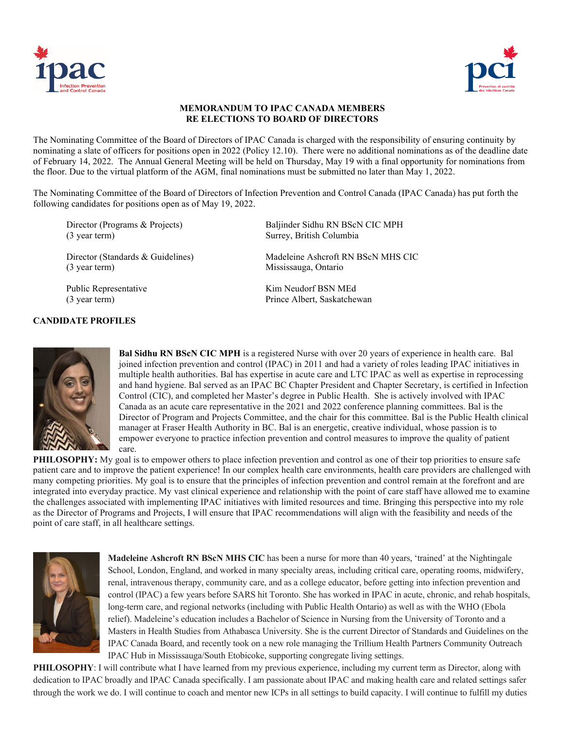**MEMORANDUM TO IPAC CANADA MEMBERS**
**RE ELECTIONS TO BOARD OF DIRECTORS**

The Nominating Committee of the Board of Directors of IPAC Canada is charged with the responsibility of ensuring continuity by nominating a slate of officers for positions open in 2022 (Policy 12.10). There were no additional nominations as of the deadline date of February 14, 2022. The Annual General Meeting will be held on Thursday, May 19 with a final opportunity for nominations from the floor. Due to the virtual platform of the AGM, final nominations must be submitted no later than May 1, 2022.

The Nominating Committee of the Board of Directors of Infection Prevention and Control Canada (IPAC Canada) has put forth the following candidates for positions open as of May 19, 2022.

| Position | Candidate |
|---|---|
| Director (Programs & Projects) (3 year term) | Baljinder Sidhu RN BScN CIC MPH, Surrey, British Columbia |
| Director (Standards & Guidelines) (3 year term) | Madeleine Ashcroft RN BScN MHS CIC, Mississauga, Ontario |
| Public Representative (3 year term) | Kim Neudorf BSN MEd, Prince Albert, Saskatchewan |

## CANDIDATE PROFILES

**Bal Sidhu RN BScN CIC MPH** is a registered Nurse with over 20 years of experience in health care. Bal joined infection prevention and control (IPAC) in 2011 and had a variety of roles leading IPAC initiatives in multiple health authorities. Bal has expertise in acute care and LTC IPAC as well as expertise in reprocessing and hand hygiene. Bal served as an IPAC BC Chapter President and Chapter Secretary, is certified in Infection Control (CIC), and completed her Master's degree in Public Health. She is actively involved with IPAC Canada as an acute care representative in the 2021 and 2022 conference planning committees. Bal is the Director of Program and Projects Committee, and the chair for this committee. Bal is the Public Health clinical manager at Fraser Health Authority in BC. Bal is an energetic, creative individual, whose passion is to empower everyone to practice infection prevention and control measures to improve the quality of patient care.

**PHILOSOPHY:** My goal is to empower others to place infection prevention and control as one of their top priorities to ensure safe patient care and to improve the patient experience! In our complex health care environments, health care providers are challenged with many competing priorities. My goal is to ensure that the principles of infection prevention and control remain at the forefront and are integrated into everyday practice. My vast clinical experience and relationship with the point of care staff have allowed me to examine the challenges associated with implementing IPAC initiatives with limited resources and time. Bringing this perspective into my role as the Director of Programs and Projects, I will ensure that IPAC recommendations will align with the feasibility and needs of the point of care staff, in all healthcare settings.

**Madeleine Ashcroft RN BScN MHS CIC** has been a nurse for more than 40 years, 'trained' at the Nightingale School, London, England, and worked in many specialty areas, including critical care, operating rooms, midwifery, renal, intravenous therapy, community care, and as a college educator, before getting into infection prevention and control (IPAC) a few years before SARS hit Toronto. She has worked in IPAC in acute, chronic, and rehab hospitals, long-term care, and regional networks (including with Public Health Ontario) as well as with the WHO (Ebola relief). Madeleine's education includes a Bachelor of Science in Nursing from the University of Toronto and a Masters in Health Studies from Athabasca University. She is the current Director of Standards and Guidelines on the IPAC Canada Board, and recently took on a new role managing the Trillium Health Partners Community Outreach IPAC Hub in Mississauga/South Etobicoke, supporting congregate living settings.

**PHILOSOPHY**: I will contribute what I have learned from my previous experience, including my current term as Director, along with dedication to IPAC broadly and IPAC Canada specifically. I am passionate about IPAC and making health care and related settings safer through the work we do. I will continue to coach and mentor new ICPs in all settings to build capacity. I will continue to fulfill my duties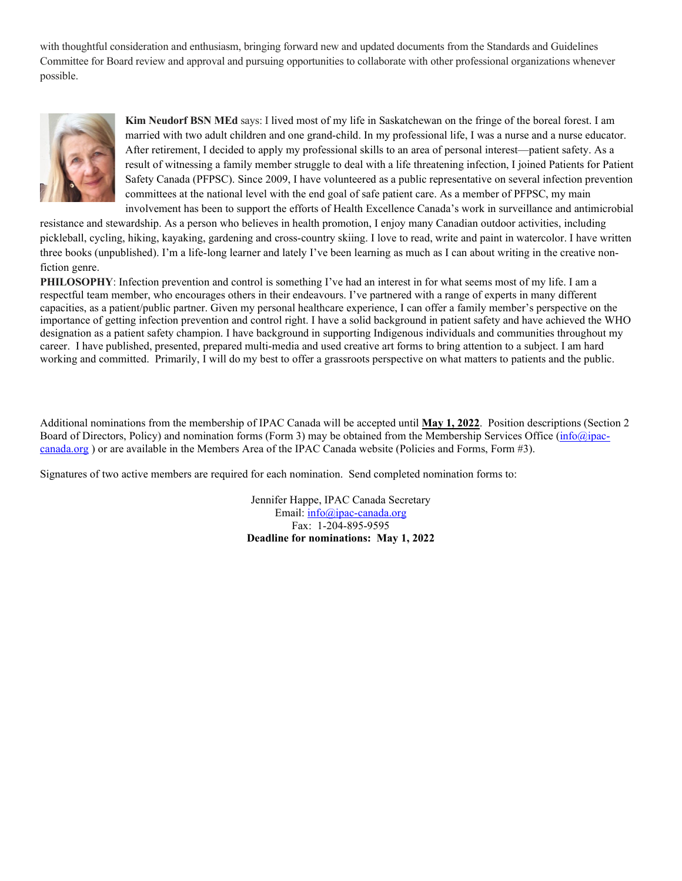with thoughtful consideration and enthusiasm, bringing forward new and updated documents from the Standards and Guidelines Committee for Board review and approval and pursuing opportunities to collaborate with other professional organizations whenever possible.

**Kim Neudorf BSN MEd** says: I lived most of my life in Saskatchewan on the fringe of the boreal forest. I am married with two adult children and one grand-child. In my professional life, I was a nurse and a nurse educator. After retirement, I decided to apply my professional skills to an area of personal interest—patient safety. As a result of witnessing a family member struggle to deal with a life threatening infection, I joined Patients for Patient Safety Canada (PFPSC). Since 2009, I have volunteered as a public representative on several infection prevention committees at the national level with the end goal of safe patient care. As a member of PFPSC, my main involvement has been to support the efforts of Health Excellence Canada's work in surveillance and antimicrobial resistance and stewardship. As a person who believes in health promotion, I enjoy many Canadian outdoor activities, including pickleball, cycling, hiking, kayaking, gardening and cross-country skiing. I love to read, write and paint in watercolor. I have written three books (unpublished). I'm a life-long learner and lately I've been learning as much as I can about writing in the creative non-fiction genre.

**PHILOSOPHY**: Infection prevention and control is something I've had an interest in for what seems most of my life. I am a respectful team member, who encourages others in their endeavours. I've partnered with a range of experts in many different capacities, as a patient/public partner. Given my personal healthcare experience, I can offer a family member's perspective on the importance of getting infection prevention and control right. I have a solid background in patient safety and have achieved the WHO designation as a patient safety champion. I have background in supporting Indigenous individuals and communities throughout my career. I have published, presented, prepared multi-media and used creative art forms to bring attention to a subject. I am hard working and committed. Primarily, I will do my best to offer a grassroots perspective on what matters to patients and the public.

Additional nominations from the membership of IPAC Canada will be accepted until **May 1, 2022**. Position descriptions (Section 2 Board of Directors, Policy) and nomination forms (Form 3) may be obtained from the Membership Services Office (info@ipac-canada.org ) or are available in the Members Area of the IPAC Canada website (Policies and Forms, Form #3).

Signatures of two active members are required for each nomination. Send completed nomination forms to:

Jennifer Happe, IPAC Canada Secretary
Email: info@ipac-canada.org
Fax: 1-204-895-9595
**Deadline for nominations: May 1, 2022**